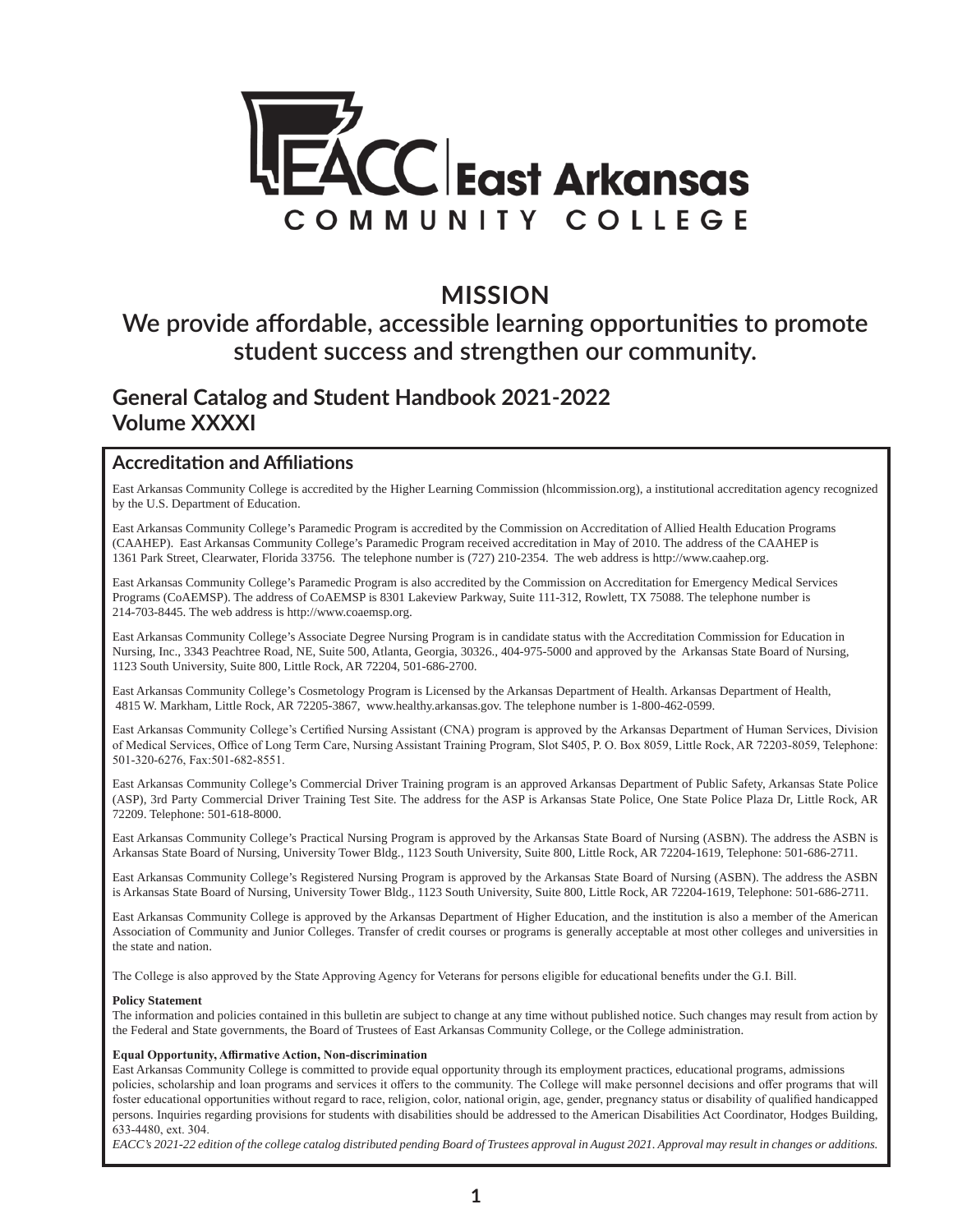EACC East Arkansas COMMUNITY COLLEGE

## MISSION

## We provide affordable, accessible learning opportunities to promote student success and strengthen our community.

## General Catalog and Student Handbook 2021-2022
## Volume XXXXI

### Accreditation and Affiliations

East Arkansas Community College is accredited by the Higher Learning Commission (hlcommission.org), a institutional accreditation agency recognized by the U.S. Department of Education.

East Arkansas Community College's Paramedic Program is accredited by the Commission on Accreditation of Allied Health Education Programs (CAAHEP). East Arkansas Community College's Paramedic Program received accreditation in May of 2010. The address of the CAAHEP is 1361 Park Street, Clearwater, Florida 33756. The telephone number is (727) 210-2354. The web address is http://www.caahep.org.

East Arkansas Community College's Paramedic Program is also accredited by the Commission on Accreditation for Emergency Medical Services Programs (CoAEMSP). The address of CoAEMSP is 8301 Lakeview Parkway, Suite 111-312, Rowlett, TX 75088. The telephone number is 214-703-8445. The web address is http://www.coaemsp.org.

East Arkansas Community College's Associate Degree Nursing Program is in candidate status with the Accreditation Commission for Education in Nursing, Inc., 3343 Peachtree Road, NE, Suite 500, Atlanta, Georgia, 30326., 404-975-5000 and approved by the Arkansas State Board of Nursing, 1123 South University, Suite 800, Little Rock, AR 72204, 501-686-2700.

East Arkansas Community College's Cosmetology Program is Licensed by the Arkansas Department of Health. Arkansas Department of Health, 4815 W. Markham, Little Rock, AR 72205-3867, www.healthy.arkansas.gov. The telephone number is 1-800-462-0599.

East Arkansas Community College's Certified Nursing Assistant (CNA) program is approved by the Arkansas Department of Human Services, Division of Medical Services, Office of Long Term Care, Nursing Assistant Training Program, Slot S405, P. O. Box 8059, Little Rock, AR 72203-8059, Telephone: 501-320-6276, Fax:501-682-8551.

East Arkansas Community College's Commercial Driver Training program is an approved Arkansas Department of Public Safety, Arkansas State Police (ASP), 3rd Party Commercial Driver Training Test Site. The address for the ASP is Arkansas State Police, One State Police Plaza Dr, Little Rock, AR 72209. Telephone: 501-618-8000.

East Arkansas Community College's Practical Nursing Program is approved by the Arkansas State Board of Nursing (ASBN). The address the ASBN is Arkansas State Board of Nursing, University Tower Bldg., 1123 South University, Suite 800, Little Rock, AR 72204-1619, Telephone: 501-686-2711.

East Arkansas Community College's Registered Nursing Program is approved by the Arkansas State Board of Nursing (ASBN). The address the ASBN is Arkansas State Board of Nursing, University Tower Bldg., 1123 South University, Suite 800, Little Rock, AR 72204-1619, Telephone: 501-686-2711.

East Arkansas Community College is approved by the Arkansas Department of Higher Education, and the institution is also a member of the American Association of Community and Junior Colleges. Transfer of credit courses or programs is generally acceptable at most other colleges and universities in the state and nation.

The College is also approved by the State Approving Agency for Veterans for persons eligible for educational benefits under the G.I. Bill.

**Policy Statement**
The information and policies contained in this bulletin are subject to change at any time without published notice. Such changes may result from action by the Federal and State governments, the Board of Trustees of East Arkansas Community College, or the College administration.

**Equal Opportunity, Affirmative Action, Non-discrimination**
East Arkansas Community College is committed to provide equal opportunity through its employment practices, educational programs, admissions policies, scholarship and loan programs and services it offers to the community. The College will make personnel decisions and offer programs that will foster educational opportunities without regard to race, religion, color, national origin, age, gender, pregnancy status or disability of qualified handicapped persons. Inquiries regarding provisions for students with disabilities should be addressed to the American Disabilities Act Coordinator, Hodges Building, 633-4480, ext. 304.

*EACC's 2021-22 edition of the college catalog distributed pending Board of Trustees approval in August 2021. Approval may result in changes or additions.*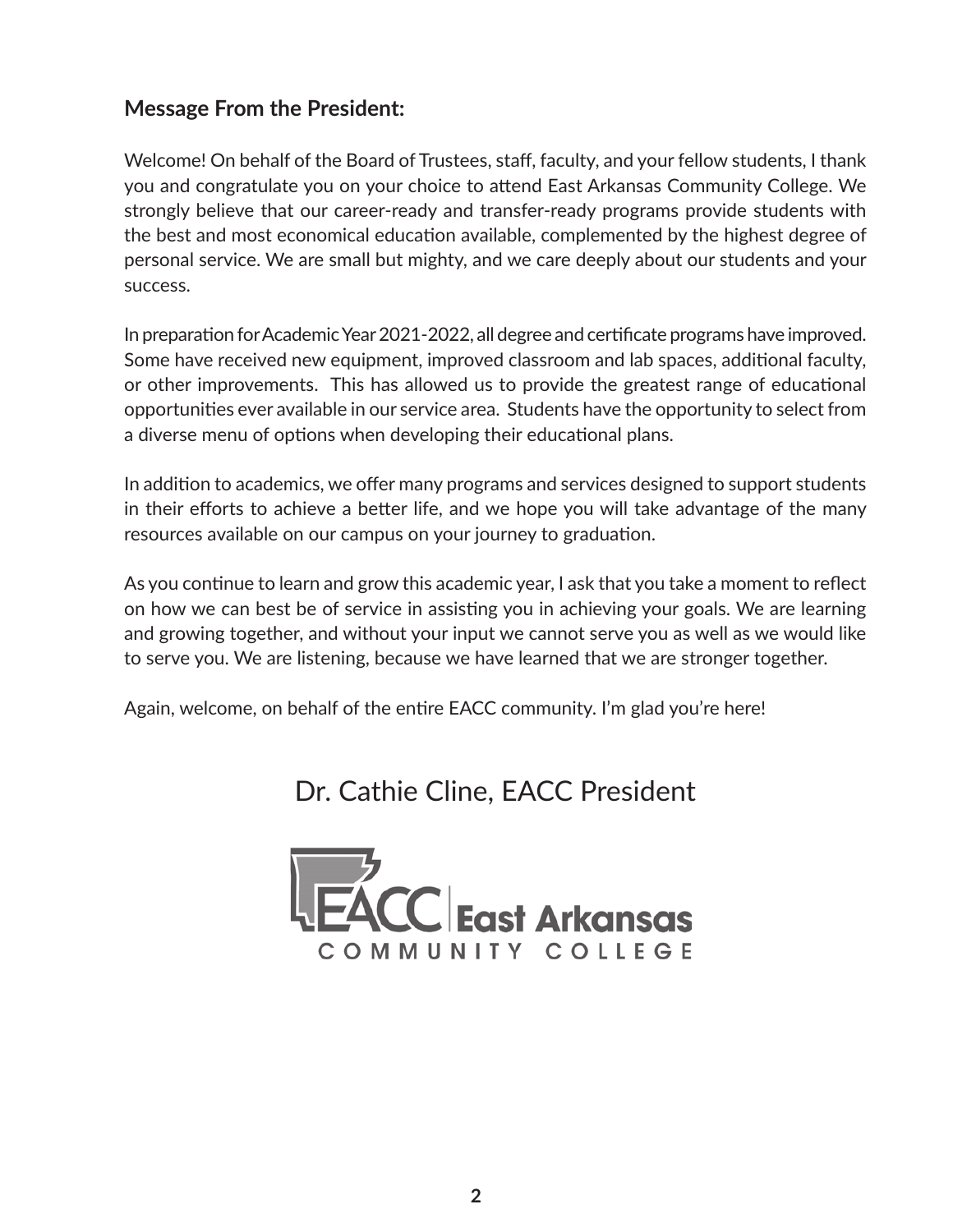## Message From the President:

Welcome! On behalf of the Board of Trustees, staff, faculty, and your fellow students, I thank you and congratulate you on your choice to attend East Arkansas Community College. We strongly believe that our career-ready and transfer-ready programs provide students with the best and most economical education available, complemented by the highest degree of personal service. We are small but mighty, and we care deeply about our students and your success.

In preparation for Academic Year 2021-2022, all degree and certificate programs have improved. Some have received new equipment, improved classroom and lab spaces, additional faculty, or other improvements. This has allowed us to provide the greatest range of educational opportunities ever available in our service area. Students have the opportunity to select from a diverse menu of options when developing their educational plans.

In addition to academics, we offer many programs and services designed to support students in their efforts to achieve a better life, and we hope you will take advantage of the many resources available on our campus on your journey to graduation.

As you continue to learn and grow this academic year, I ask that you take a moment to reflect on how we can best be of service in assisting you in achieving your goals. We are learning and growing together, and without your input we cannot serve you as well as we would like to serve you. We are listening, because we have learned that we are stronger together.

Again, welcome, on behalf of the entire EACC community. I'm glad you're here!

Dr. Cathie Cline, EACC President

EACC East Arkansas COMMUNITY COLLEGE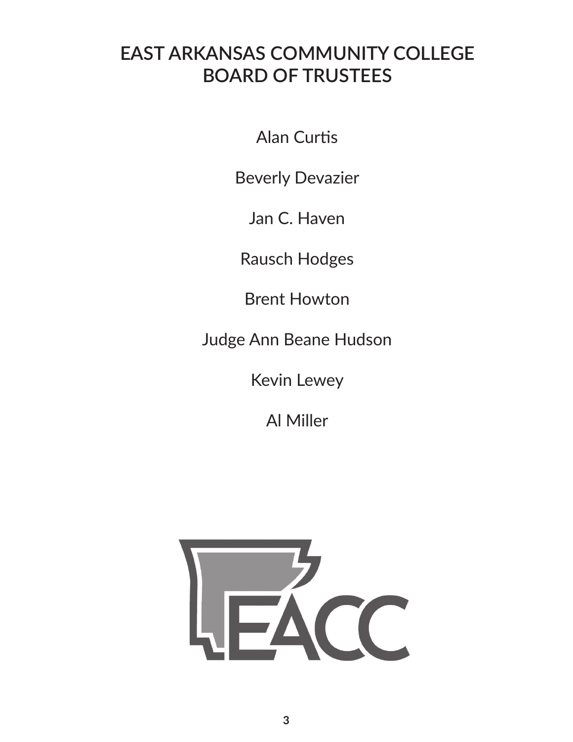# EAST ARKANSAS COMMUNITY COLLEGE BOARD OF TRUSTEES

Alan Curtis

Beverly Devazier

Jan C. Haven

Rausch Hodges

Brent Howton

Judge Ann Beane Hudson

Kevin Lewey

Al Miller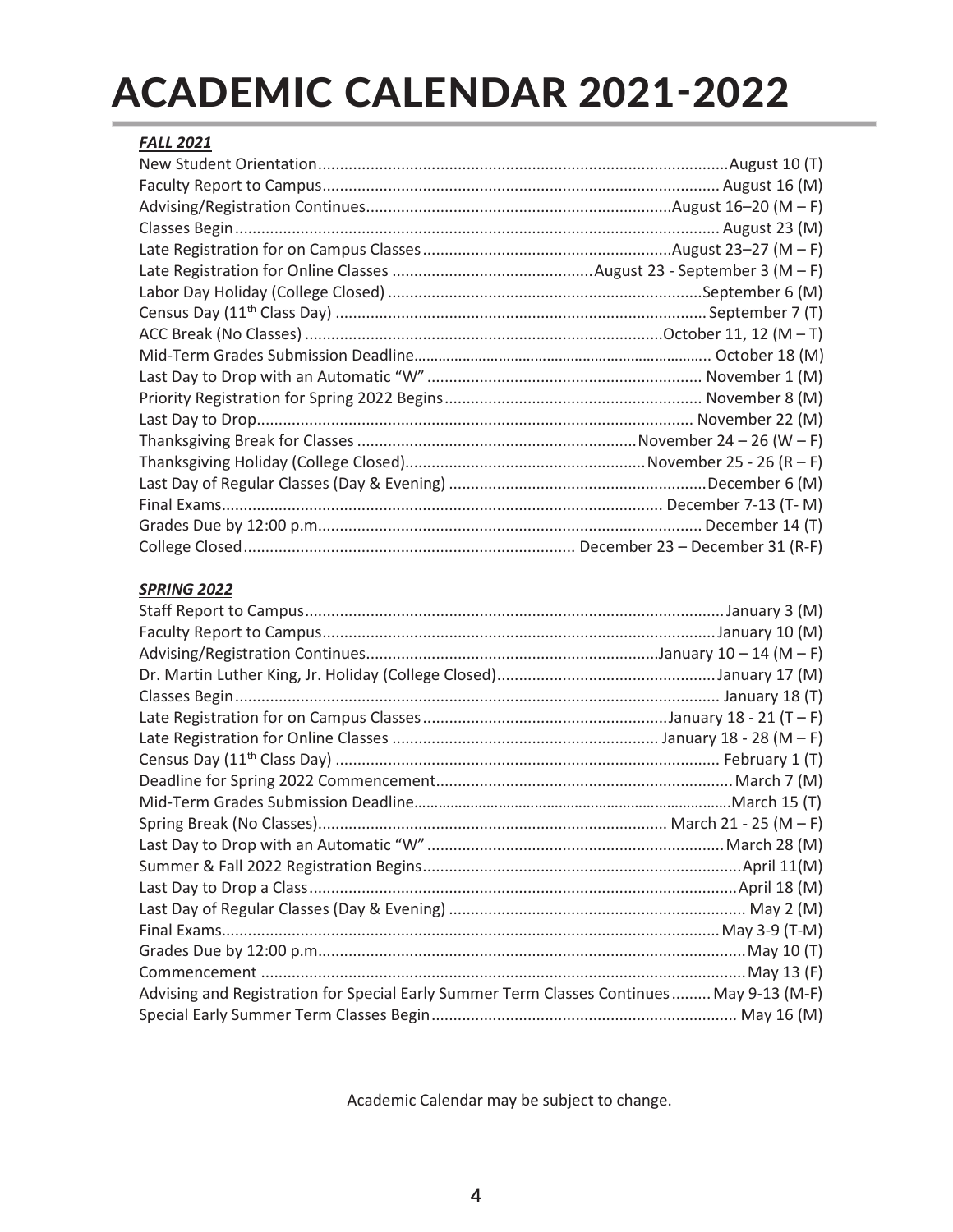# ACADEMIC CALENDAR 2021-2022

***FALL 2021***

| Event | Date |
| --- | --- |
| New Student Orientation | August 10 (T) |
| Faculty Report to Campus | August 16 (M) |
| Advising/Registration Continues | August 16–20 (M – F) |
| Classes Begin | August 23 (M) |
| Late Registration for on Campus Classes | August 23–27 (M – F) |
| Late Registration for Online Classes | August 23 - September 3 (M – F) |
| Labor Day Holiday (College Closed) | September 6 (M) |
| Census Day (11th Class Day) | September 7 (T) |
| ACC Break (No Classes) | October 11, 12 (M – T) |
| Mid-Term Grades Submission Deadline | October 18 (M) |
| Last Day to Drop with an Automatic "W" | November 1 (M) |
| Priority Registration for Spring 2022 Begins | November 8 (M) |
| Last Day to Drop | November 22 (M) |
| Thanksgiving Break for Classes | November 24 – 26 (W – F) |
| Thanksgiving Holiday (College Closed) | November 25 - 26 (R – F) |
| Last Day of Regular Classes (Day & Evening) | December 6 (M) |
| Final Exams | December 7-13 (T- M) |
| Grades Due by 12:00 p.m. | December 14 (T) |
| College Closed | December 23 – December 31 (R-F) |

***SPRING 2022***

| Event | Date |
| --- | --- |
| Staff Report to Campus | January 3 (M) |
| Faculty Report to Campus | January 10 (M) |
| Advising/Registration Continues | January 10 – 14 (M – F) |
| Dr. Martin Luther King, Jr. Holiday (College Closed) | January 17 (M) |
| Classes Begin | January 18 (T) |
| Late Registration for on Campus Classes | January 18 - 21 (T – F) |
| Late Registration for Online Classes | January 18 - 28 (M – F) |
| Census Day (11th Class Day) | February 1 (T) |
| Deadline for Spring 2022 Commencement | March 7 (M) |
| Mid-Term Grades Submission Deadline | March 15 (T) |
| Spring Break (No Classes) | March 21 - 25 (M – F) |
| Last Day to Drop with an Automatic "W" | March 28 (M) |
| Summer & Fall 2022 Registration Begins | April 11(M) |
| Last Day to Drop a Class | April 18 (M) |
| Last Day of Regular Classes (Day & Evening) | May 2 (M) |
| Final Exams | May 3-9 (T-M) |
| Grades Due by 12:00 p.m. | May 10 (T) |
| Commencement | May 13 (F) |
| Advising and Registration for Special Early Summer Term Classes Continues | May 9-13 (M-F) |
| Special Early Summer Term Classes Begin | May 16 (M) |

Academic Calendar may be subject to change.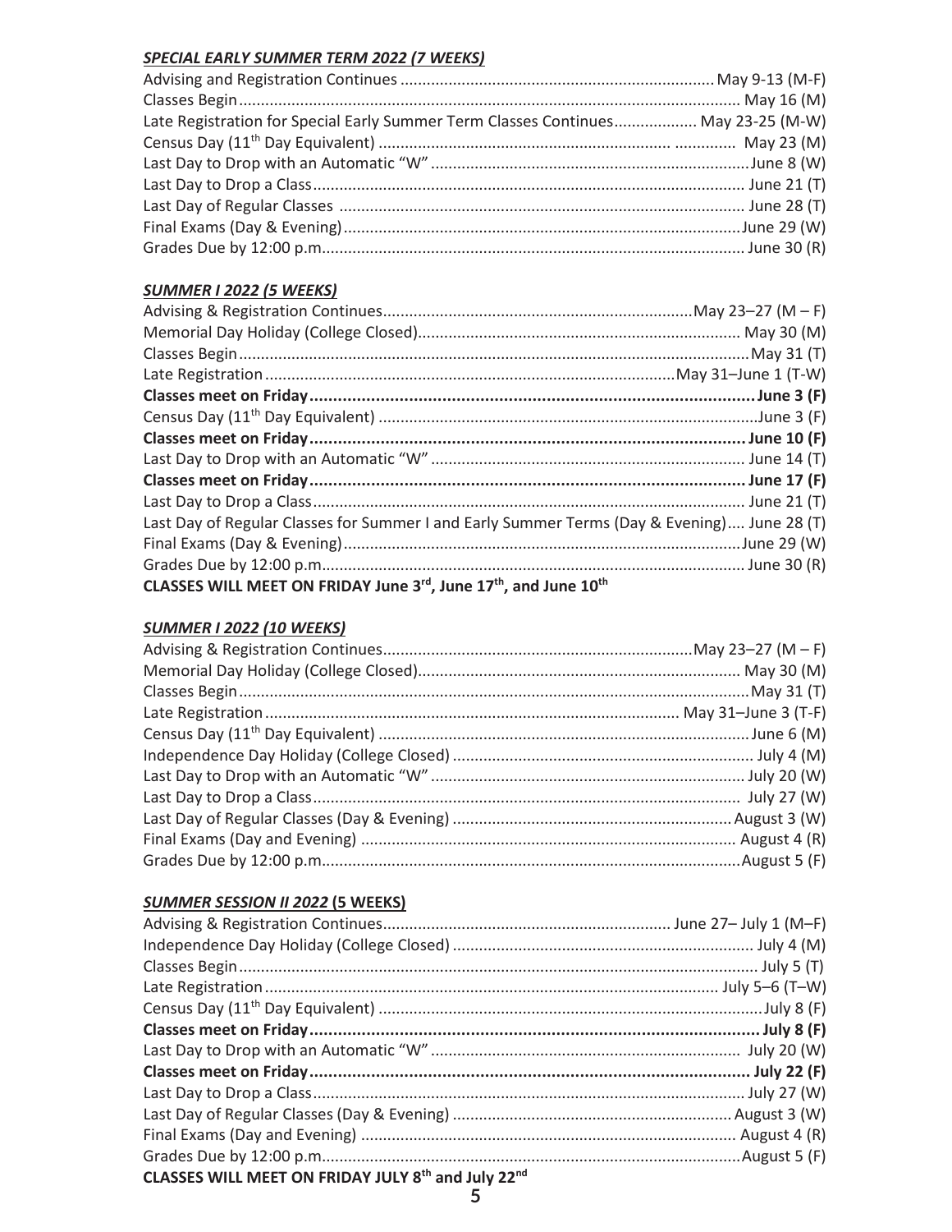### ***SPECIAL EARLY SUMMER TERM 2022 (7 WEEKS)***

| Event | Date |
|---|---|
| Advising and Registration Continues | May 9-13 (M-F) |
| Classes Begin | May 16 (M) |
| Late Registration for Special Early Summer Term Classes Continues | May 23-25 (M-W) |
| Census Day (11th Day Equivalent) | May 23 (M) |
| Last Day to Drop with an Automatic "W" | June 8 (W) |
| Last Day to Drop a Class | June 21 (T) |
| Last Day of Regular Classes | June 28 (T) |
| Final Exams (Day & Evening) | June 29 (W) |
| Grades Due by 12:00 p.m. | June 30 (R) |

### ***SUMMER I 2022 (5 WEEKS)***

| Event | Date |
|---|---|
| Advising & Registration Continues | May 23–27 (M – F) |
| Memorial Day Holiday (College Closed) | May 30 (M) |
| Classes Begin | May 31 (T) |
| Late Registration | May 31–June 1 (T-W) |
| **Classes meet on Friday** | **June 3 (F)** |
| Census Day (11th Day Equivalent) | June 3 (F) |
| **Classes meet on Friday** | **June 10 (F)** |
| Last Day to Drop with an Automatic "W" | June 14 (T) |
| **Classes meet on Friday** | **June 17 (F)** |
| Last Day to Drop a Class | June 21 (T) |
| Last Day of Regular Classes for Summer I and Early Summer Terms (Day & Evening) | June 28 (T) |
| Final Exams (Day & Evening) | June 29 (W) |
| Grades Due by 12:00 p.m. | June 30 (R) |

**CLASSES WILL MEET ON FRIDAY June 3rd, June 17th, and June 10th**

### ***SUMMER I 2022 (10 WEEKS)***

| Event | Date |
|---|---|
| Advising & Registration Continues | May 23–27 (M – F) |
| Memorial Day Holiday (College Closed) | May 30 (M) |
| Classes Begin | May 31 (T) |
| Late Registration | May 31–June 3 (T-F) |
| Census Day (11th Day Equivalent) | June 6 (M) |
| Independence Day Holiday (College Closed) | July 4 (M) |
| Last Day to Drop with an Automatic "W" | July 20 (W) |
| Last Day to Drop a Class | July 27 (W) |
| Last Day of Regular Classes (Day & Evening) | August 3 (W) |
| Final Exams (Day and Evening) | August 4 (R) |
| Grades Due by 12:00 p.m. | August 5 (F) |

### ***SUMMER SESSION II 2022* (5 WEEKS)**

| Event | Date |
|---|---|
| Advising & Registration Continues | June 27– July 1 (M–F) |
| Independence Day Holiday (College Closed) | July 4 (M) |
| Classes Begin | July 5 (T) |
| Late Registration | July 5–6 (T–W) |
| Census Day (11th Day Equivalent) | July 8 (F) |
| **Classes meet on Friday** | **July 8 (F)** |
| Last Day to Drop with an Automatic "W" | July 20 (W) |
| **Classes meet on Friday** | **July 22 (F)** |
| Last Day to Drop a Class | July 27 (W) |
| Last Day of Regular Classes (Day & Evening) | August 3 (W) |
| Final Exams (Day and Evening) | August 4 (R) |
| Grades Due by 12:00 p.m. | August 5 (F) |

**CLASSES WILL MEET ON FRIDAY JULY 8th and July 22nd**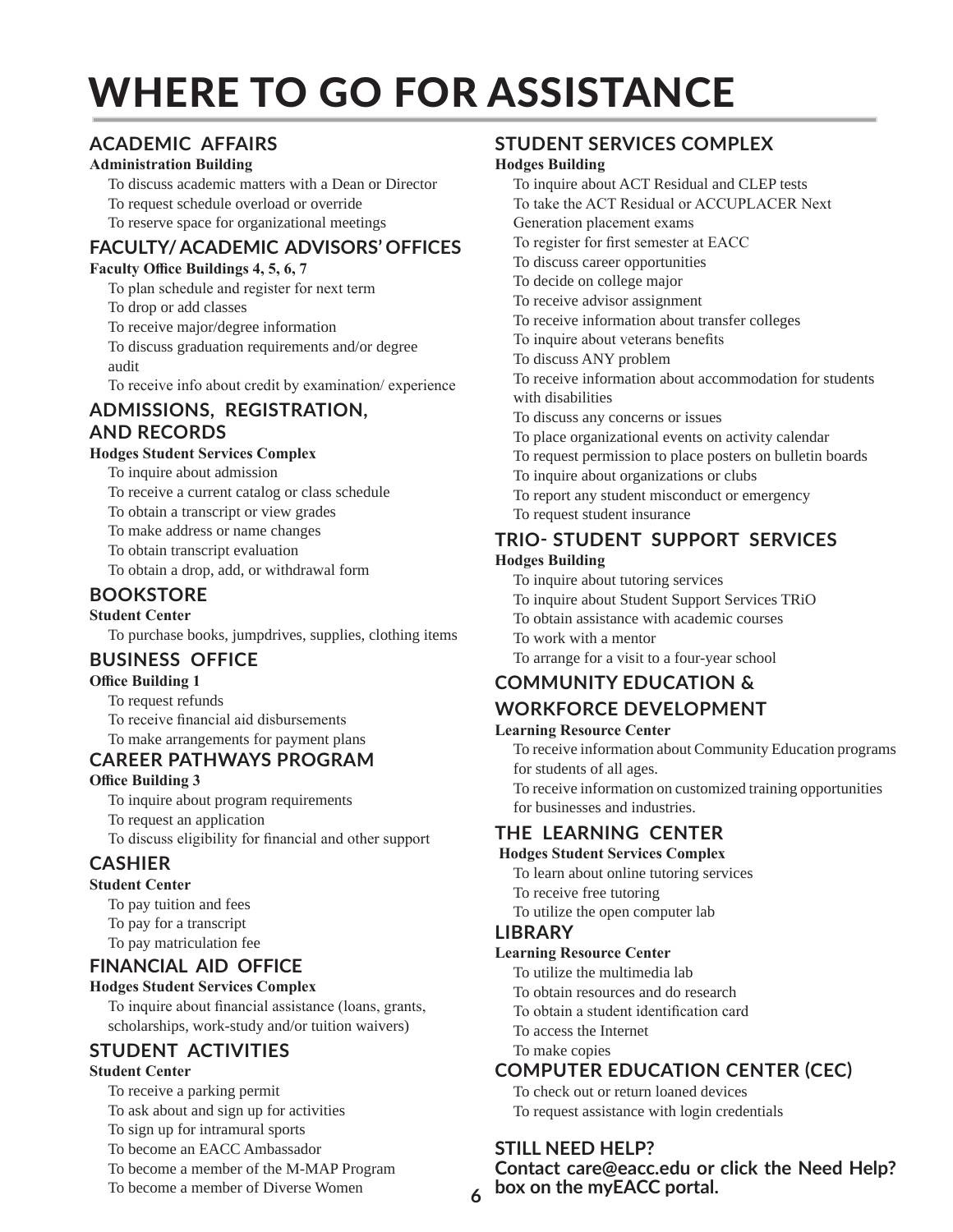# WHERE TO GO FOR ASSISTANCE

## ACADEMIC AFFAIRS

**Administration Building**

- To discuss academic matters with a Dean or Director
- To request schedule overload or override
- To reserve space for organizational meetings

## FACULTY/ ACADEMIC ADVISORS' OFFICES

**Faculty Office Buildings 4, 5, 6, 7**

- To plan schedule and register for next term
- To drop or add classes
- To receive major/degree information
- To discuss graduation requirements and/or degree audit
- To receive info about credit by examination/ experience

## ADMISSIONS, REGISTRATION, AND RECORDS

**Hodges Student Services Complex**

- To inquire about admission
- To receive a current catalog or class schedule
- To obtain a transcript or view grades
- To make address or name changes
- To obtain transcript evaluation
- To obtain a drop, add, or withdrawal form

## BOOKSTORE

**Student Center**

- To purchase books, jumpdrives, supplies, clothing items

## BUSINESS OFFICE

**Office Building 1**

- To request refunds
- To receive financial aid disbursements
- To make arrangements for payment plans

## CAREER PATHWAYS PROGRAM

**Office Building 3**

- To inquire about program requirements
- To request an application
- To discuss eligibility for financial and other support

## CASHIER

**Student Center**

- To pay tuition and fees
- To pay for a transcript
- To pay matriculation fee

## FINANCIAL AID OFFICE

**Hodges Student Services Complex**

- To inquire about financial assistance (loans, grants, scholarships, work-study and/or tuition waivers)

## STUDENT ACTIVITIES

**Student Center**

- To receive a parking permit
- To ask about and sign up for activities
- To sign up for intramural sports
- To become an EACC Ambassador
- To become a member of the M-MAP Program
- To become a member of Diverse Women

## STUDENT SERVICES COMPLEX

**Hodges Building**

- To inquire about ACT Residual and CLEP tests
- To take the ACT Residual or ACCUPLACER Next Generation placement exams
- To register for first semester at EACC
- To discuss career opportunities
- To decide on college major
- To receive advisor assignment
- To receive information about transfer colleges
- To inquire about veterans benefits
- To discuss ANY problem
- To receive information about accommodation for students with disabilities
- To discuss any concerns or issues
- To place organizational events on activity calendar
- To request permission to place posters on bulletin boards
- To inquire about organizations or clubs
- To report any student misconduct or emergency
- To request student insurance

## TRIO- STUDENT SUPPORT SERVICES

**Hodges Building**

- To inquire about tutoring services
- To inquire about Student Support Services TRiO
- To obtain assistance with academic courses
- To work with a mentor
- To arrange for a visit to a four-year school

## COMMUNITY EDUCATION & WORKFORCE DEVELOPMENT

**Learning Resource Center**

- To receive information about Community Education programs for students of all ages.
- To receive information on customized training opportunities for businesses and industries.

## THE LEARNING CENTER

**Hodges Student Services Complex**

- To learn about online tutoring services
- To receive free tutoring
- To utilize the open computer lab

## LIBRARY

**Learning Resource Center**

- To utilize the multimedia lab
- To obtain resources and do research
- To obtain a student identification card
- To access the Internet
- To make copies

## COMPUTER EDUCATION CENTER (CEC)

- To check out or return loaned devices
- To request assistance with login credentials

## STILL NEED HELP?

**Contact care@eacc.edu or click the Need Help? box on the myEACC portal.**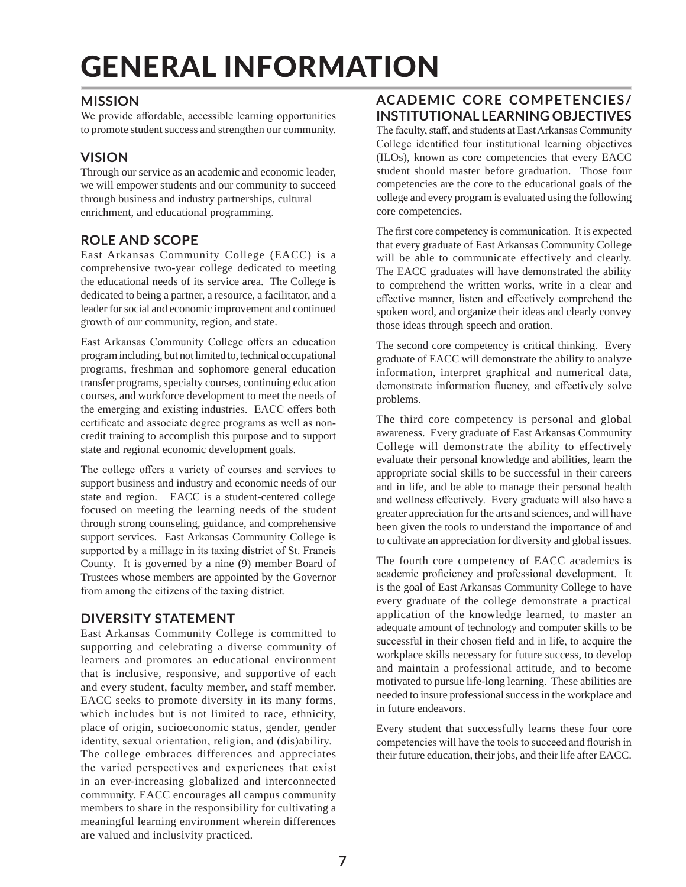# GENERAL INFORMATION

## MISSION

We provide affordable, accessible learning opportunities to promote student success and strengthen our community.

## VISION

Through our service as an academic and economic leader, we will empower students and our community to succeed through business and industry partnerships, cultural enrichment, and educational programming.

## ROLE AND SCOPE

East Arkansas Community College (EACC) is a comprehensive two-year college dedicated to meeting the educational needs of its service area. The College is dedicated to being a partner, a resource, a facilitator, and a leader for social and economic improvement and continued growth of our community, region, and state.

East Arkansas Community College offers an education program including, but not limited to, technical occupational programs, freshman and sophomore general education transfer programs, specialty courses, continuing education courses, and workforce development to meet the needs of the emerging and existing industries. EACC offers both certificate and associate degree programs as well as non-credit training to accomplish this purpose and to support state and regional economic development goals.

The college offers a variety of courses and services to support business and industry and economic needs of our state and region. EACC is a student-centered college focused on meeting the learning needs of the student through strong counseling, guidance, and comprehensive support services. East Arkansas Community College is supported by a millage in its taxing district of St. Francis County. It is governed by a nine (9) member Board of Trustees whose members are appointed by the Governor from among the citizens of the taxing district.

## DIVERSITY STATEMENT

East Arkansas Community College is committed to supporting and celebrating a diverse community of learners and promotes an educational environment that is inclusive, responsive, and supportive of each and every student, faculty member, and staff member. EACC seeks to promote diversity in its many forms, which includes but is not limited to race, ethnicity, place of origin, socioeconomic status, gender, gender identity, sexual orientation, religion, and (dis)ability. The college embraces differences and appreciates the varied perspectives and experiences that exist in an ever-increasing globalized and interconnected community. EACC encourages all campus community members to share in the responsibility for cultivating a meaningful learning environment wherein differences are valued and inclusivity practiced.

## ACADEMIC CORE COMPETENCIES/ INSTITUTIONAL LEARNING OBJECTIVES

The faculty, staff, and students at East Arkansas Community College identified four institutional learning objectives (ILOs), known as core competencies that every EACC student should master before graduation. Those four competencies are the core to the educational goals of the college and every program is evaluated using the following core competencies.

The first core competency is communication. It is expected that every graduate of East Arkansas Community College will be able to communicate effectively and clearly. The EACC graduates will have demonstrated the ability to comprehend the written works, write in a clear and effective manner, listen and effectively comprehend the spoken word, and organize their ideas and clearly convey those ideas through speech and oration.

The second core competency is critical thinking. Every graduate of EACC will demonstrate the ability to analyze information, interpret graphical and numerical data, demonstrate information fluency, and effectively solve problems.

The third core competency is personal and global awareness. Every graduate of East Arkansas Community College will demonstrate the ability to effectively evaluate their personal knowledge and abilities, learn the appropriate social skills to be successful in their careers and in life, and be able to manage their personal health and wellness effectively. Every graduate will also have a greater appreciation for the arts and sciences, and will have been given the tools to understand the importance of and to cultivate an appreciation for diversity and global issues.

The fourth core competency of EACC academics is academic proficiency and professional development. It is the goal of East Arkansas Community College to have every graduate of the college demonstrate a practical application of the knowledge learned, to master an adequate amount of technology and computer skills to be successful in their chosen field and in life, to acquire the workplace skills necessary for future success, to develop and maintain a professional attitude, and to become motivated to pursue life-long learning. These abilities are needed to insure professional success in the workplace and in future endeavors.

Every student that successfully learns these four core competencies will have the tools to succeed and flourish in their future education, their jobs, and their life after EACC.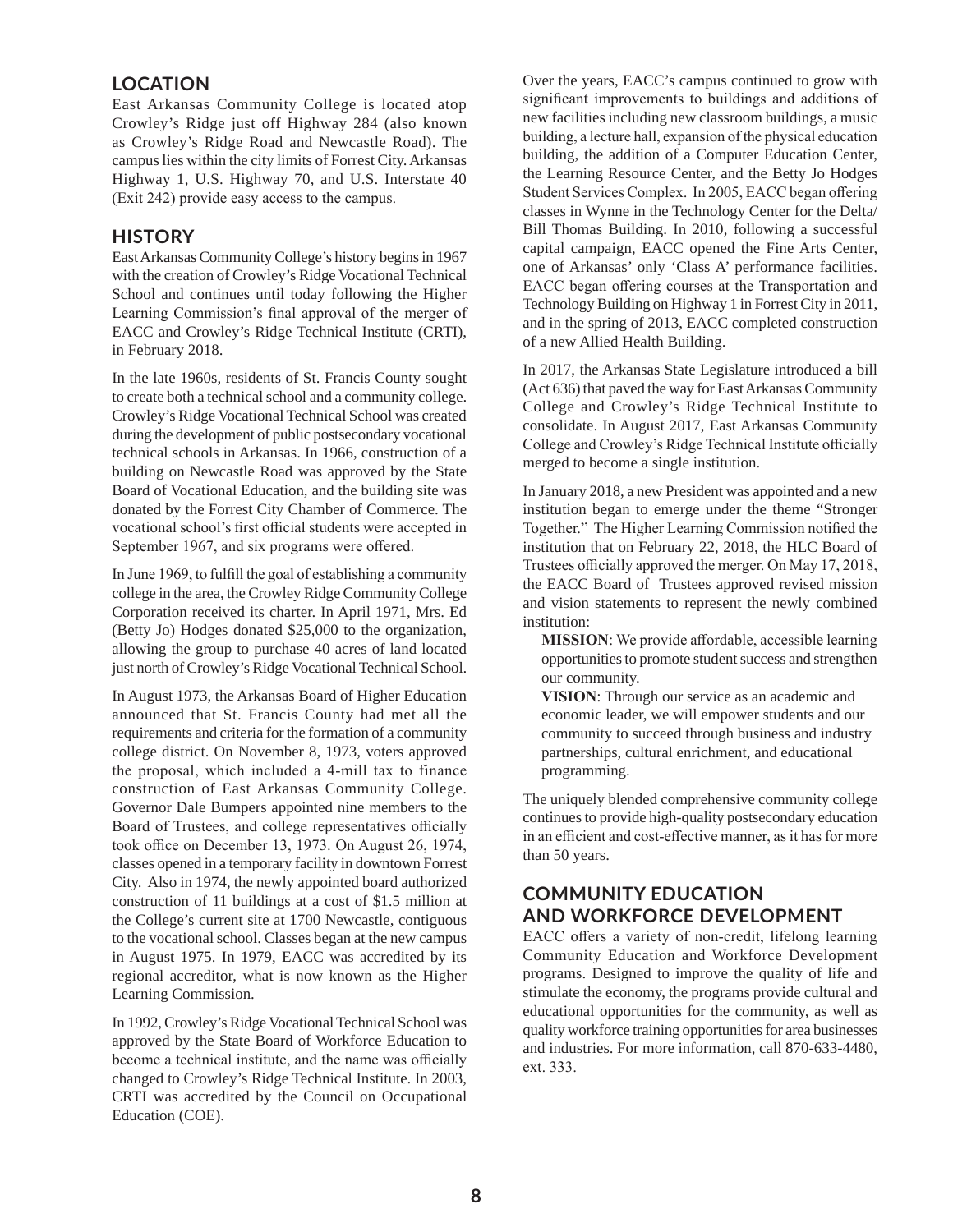## LOCATION

East Arkansas Community College is located atop Crowley's Ridge just off Highway 284 (also known as Crowley's Ridge Road and Newcastle Road). The campus lies within the city limits of Forrest City. Arkansas Highway 1, U.S. Highway 70, and U.S. Interstate 40 (Exit 242) provide easy access to the campus.

## HISTORY

East Arkansas Community College's history begins in 1967 with the creation of Crowley's Ridge Vocational Technical School and continues until today following the Higher Learning Commission's final approval of the merger of EACC and Crowley's Ridge Technical Institute (CRTI), in February 2018.

In the late 1960s, residents of St. Francis County sought to create both a technical school and a community college. Crowley's Ridge Vocational Technical School was created during the development of public postsecondary vocational technical schools in Arkansas. In 1966, construction of a building on Newcastle Road was approved by the State Board of Vocational Education, and the building site was donated by the Forrest City Chamber of Commerce. The vocational school's first official students were accepted in September 1967, and six programs were offered.

In June 1969, to fulfill the goal of establishing a community college in the area, the Crowley Ridge Community College Corporation received its charter. In April 1971, Mrs. Ed (Betty Jo) Hodges donated $25,000 to the organization, allowing the group to purchase 40 acres of land located just north of Crowley's Ridge Vocational Technical School.

In August 1973, the Arkansas Board of Higher Education announced that St. Francis County had met all the requirements and criteria for the formation of a community college district. On November 8, 1973, voters approved the proposal, which included a 4-mill tax to finance construction of East Arkansas Community College. Governor Dale Bumpers appointed nine members to the Board of Trustees, and college representatives officially took office on December 13, 1973. On August 26, 1974, classes opened in a temporary facility in downtown Forrest City. Also in 1974, the newly appointed board authorized construction of 11 buildings at a cost of $1.5 million at the College's current site at 1700 Newcastle, contiguous to the vocational school. Classes began at the new campus in August 1975. In 1979, EACC was accredited by its regional accreditor, what is now known as the Higher Learning Commission.

In 1992, Crowley's Ridge Vocational Technical School was approved by the State Board of Workforce Education to become a technical institute, and the name was officially changed to Crowley's Ridge Technical Institute. In 2003, CRTI was accredited by the Council on Occupational Education (COE).

Over the years, EACC's campus continued to grow with significant improvements to buildings and additions of new facilities including new classroom buildings, a music building, a lecture hall, expansion of the physical education building, the addition of a Computer Education Center, the Learning Resource Center, and the Betty Jo Hodges Student Services Complex. In 2005, EACC began offering classes in Wynne in the Technology Center for the Delta/ Bill Thomas Building. In 2010, following a successful capital campaign, EACC opened the Fine Arts Center, one of Arkansas' only 'Class A' performance facilities. EACC began offering courses at the Transportation and Technology Building on Highway 1 in Forrest City in 2011, and in the spring of 2013, EACC completed construction of a new Allied Health Building.

In 2017, the Arkansas State Legislature introduced a bill (Act 636) that paved the way for East Arkansas Community College and Crowley's Ridge Technical Institute to consolidate. In August 2017, East Arkansas Community College and Crowley's Ridge Technical Institute officially merged to become a single institution.

In January 2018, a new President was appointed and a new institution began to emerge under the theme "Stronger Together." The Higher Learning Commission notified the institution that on February 22, 2018, the HLC Board of Trustees officially approved the merger. On May 17, 2018, the EACC Board of Trustees approved revised mission and vision statements to represent the newly combined institution:

> **MISSION**: We provide affordable, accessible learning opportunities to promote student success and strengthen our community.
>
> **VISION**: Through our service as an academic and economic leader, we will empower students and our community to succeed through business and industry partnerships, cultural enrichment, and educational programming.

The uniquely blended comprehensive community college continues to provide high-quality postsecondary education in an efficient and cost-effective manner, as it has for more than 50 years.

## COMMUNITY EDUCATION AND WORKFORCE DEVELOPMENT

EACC offers a variety of non-credit, lifelong learning Community Education and Workforce Development programs. Designed to improve the quality of life and stimulate the economy, the programs provide cultural and educational opportunities for the community, as well as quality workforce training opportunities for area businesses and industries. For more information, call 870-633-4480, ext. 333.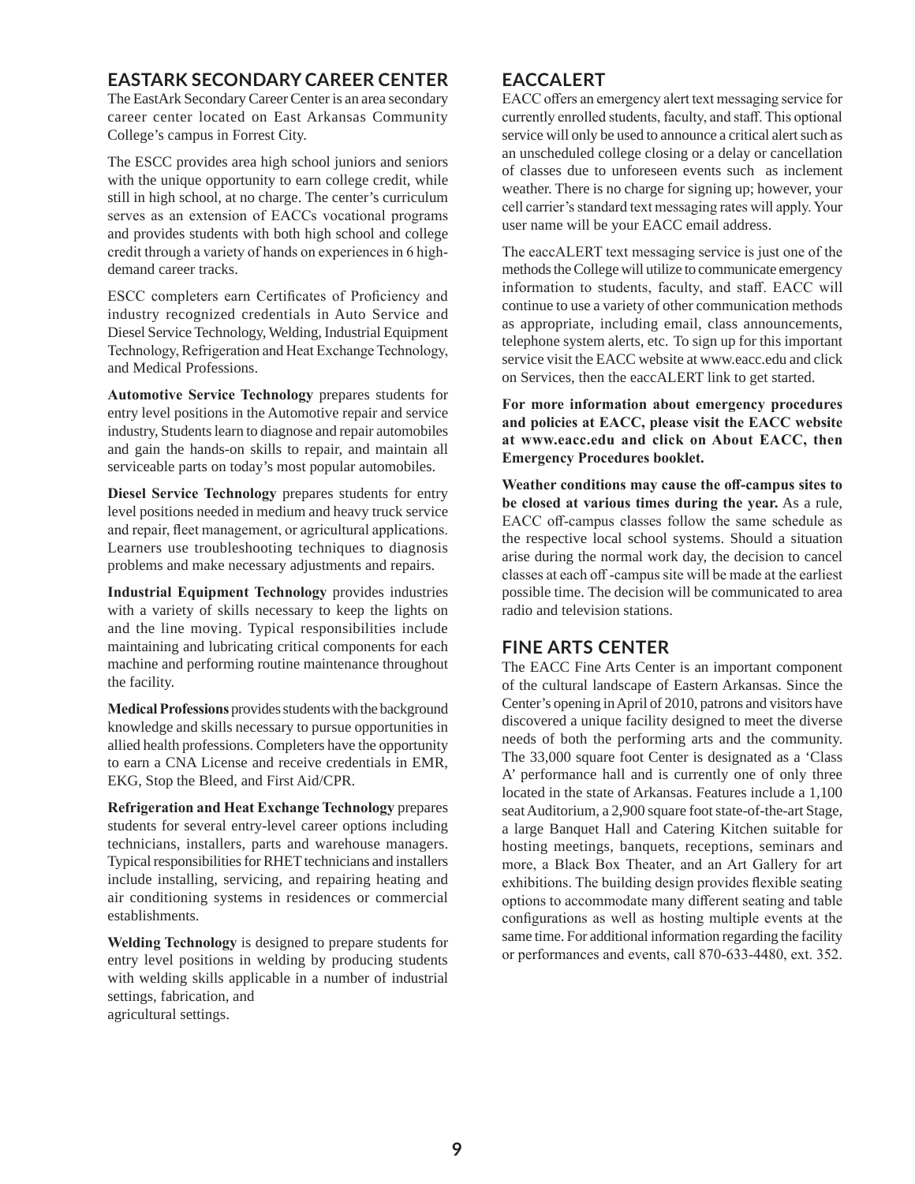## EASTARK SECONDARY CAREER CENTER

The EastArk Secondary Career Center is an area secondary career center located on East Arkansas Community College's campus in Forrest City.

The ESCC provides area high school juniors and seniors with the unique opportunity to earn college credit, while still in high school, at no charge. The center's curriculum serves as an extension of EACCs vocational programs and provides students with both high school and college credit through a variety of hands on experiences in 6 high-demand career tracks.

ESCC completers earn Certificates of Proficiency and industry recognized credentials in Auto Service and Diesel Service Technology, Welding, Industrial Equipment Technology, Refrigeration and Heat Exchange Technology, and Medical Professions.

**Automotive Service Technology** prepares students for entry level positions in the Automotive repair and service industry, Students learn to diagnose and repair automobiles and gain the hands-on skills to repair, and maintain all serviceable parts on today's most popular automobiles.

**Diesel Service Technology** prepares students for entry level positions needed in medium and heavy truck service and repair, fleet management, or agricultural applications. Learners use troubleshooting techniques to diagnosis problems and make necessary adjustments and repairs.

**Industrial Equipment Technology** provides industries with a variety of skills necessary to keep the lights on and the line moving. Typical responsibilities include maintaining and lubricating critical components for each machine and performing routine maintenance throughout the facility.

**Medical Professions** provides students with the background knowledge and skills necessary to pursue opportunities in allied health professions. Completers have the opportunity to earn a CNA License and receive credentials in EMR, EKG, Stop the Bleed, and First Aid/CPR.

**Refrigeration and Heat Exchange Technology** prepares students for several entry-level career options including technicians, installers, parts and warehouse managers. Typical responsibilities for RHET technicians and installers include installing, servicing, and repairing heating and air conditioning systems in residences or commercial establishments.

**Welding Technology** is designed to prepare students for entry level positions in welding by producing students with welding skills applicable in a number of industrial settings, fabrication, and
agricultural settings.

## EACCALERT

EACC offers an emergency alert text messaging service for currently enrolled students, faculty, and staff. This optional service will only be used to announce a critical alert such as an unscheduled college closing or a delay or cancellation of classes due to unforeseen events such as inclement weather. There is no charge for signing up; however, your cell carrier's standard text messaging rates will apply. Your user name will be your EACC email address.

The eaccALERT text messaging service is just one of the methods the College will utilize to communicate emergency information to students, faculty, and staff. EACC will continue to use a variety of other communication methods as appropriate, including email, class announcements, telephone system alerts, etc. To sign up for this important service visit the EACC website at www.eacc.edu and click on Services, then the eaccALERT link to get started.

**For more information about emergency procedures and policies at EACC, please visit the EACC website at www.eacc.edu and click on About EACC, then Emergency Procedures booklet.**

**Weather conditions may cause the off-campus sites to be closed at various times during the year.** As a rule, EACC off-campus classes follow the same schedule as the respective local school systems. Should a situation arise during the normal work day, the decision to cancel classes at each off -campus site will be made at the earliest possible time. The decision will be communicated to area radio and television stations.

## FINE ARTS CENTER

The EACC Fine Arts Center is an important component of the cultural landscape of Eastern Arkansas. Since the Center's opening in April of 2010, patrons and visitors have discovered a unique facility designed to meet the diverse needs of both the performing arts and the community. The 33,000 square foot Center is designated as a 'Class A' performance hall and is currently one of only three located in the state of Arkansas. Features include a 1,100 seat Auditorium, a 2,900 square foot state-of-the-art Stage, a large Banquet Hall and Catering Kitchen suitable for hosting meetings, banquets, receptions, seminars and more, a Black Box Theater, and an Art Gallery for art exhibitions. The building design provides flexible seating options to accommodate many different seating and table configurations as well as hosting multiple events at the same time. For additional information regarding the facility or performances and events, call 870-633-4480, ext. 352.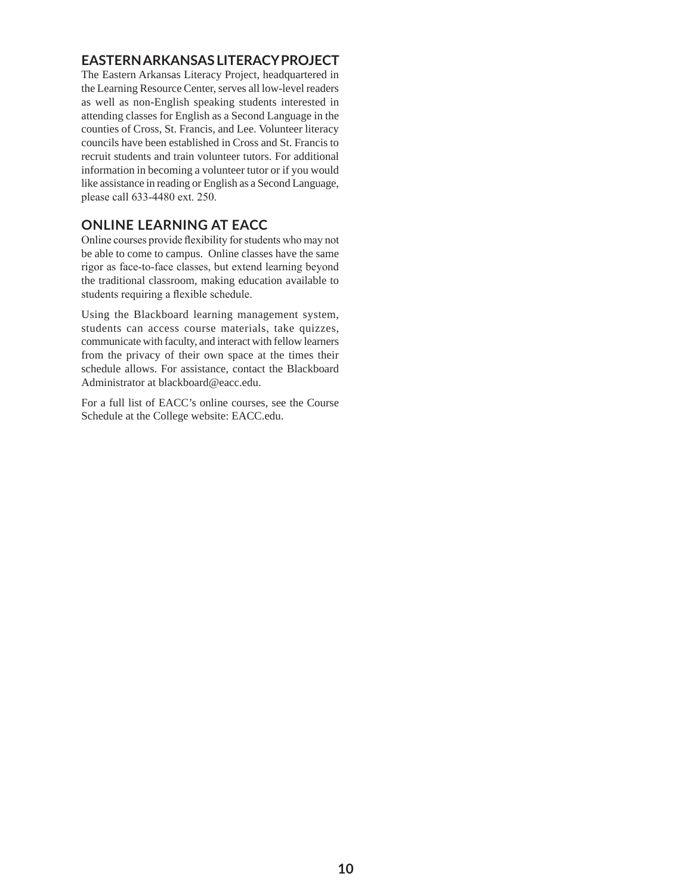## EASTERN ARKANSAS LITERACY PROJECT

The Eastern Arkansas Literacy Project, headquartered in the Learning Resource Center, serves all low-level readers as well as non-English speaking students interested in attending classes for English as a Second Language in the counties of Cross, St. Francis, and Lee. Volunteer literacy councils have been established in Cross and St. Francis to recruit students and train volunteer tutors. For additional information in becoming a volunteer tutor or if you would like assistance in reading or English as a Second Language, please call 633-4480 ext. 250.

## ONLINE LEARNING AT EACC

Online courses provide flexibility for students who may not be able to come to campus. Online classes have the same rigor as face-to-face classes, but extend learning beyond the traditional classroom, making education available to students requiring a flexible schedule.

Using the Blackboard learning management system, students can access course materials, take quizzes, communicate with faculty, and interact with fellow learners from the privacy of their own space at the times their schedule allows. For assistance, contact the Blackboard Administrator at blackboard@eacc.edu.

For a full list of EACC's online courses, see the Course Schedule at the College website: EACC.edu.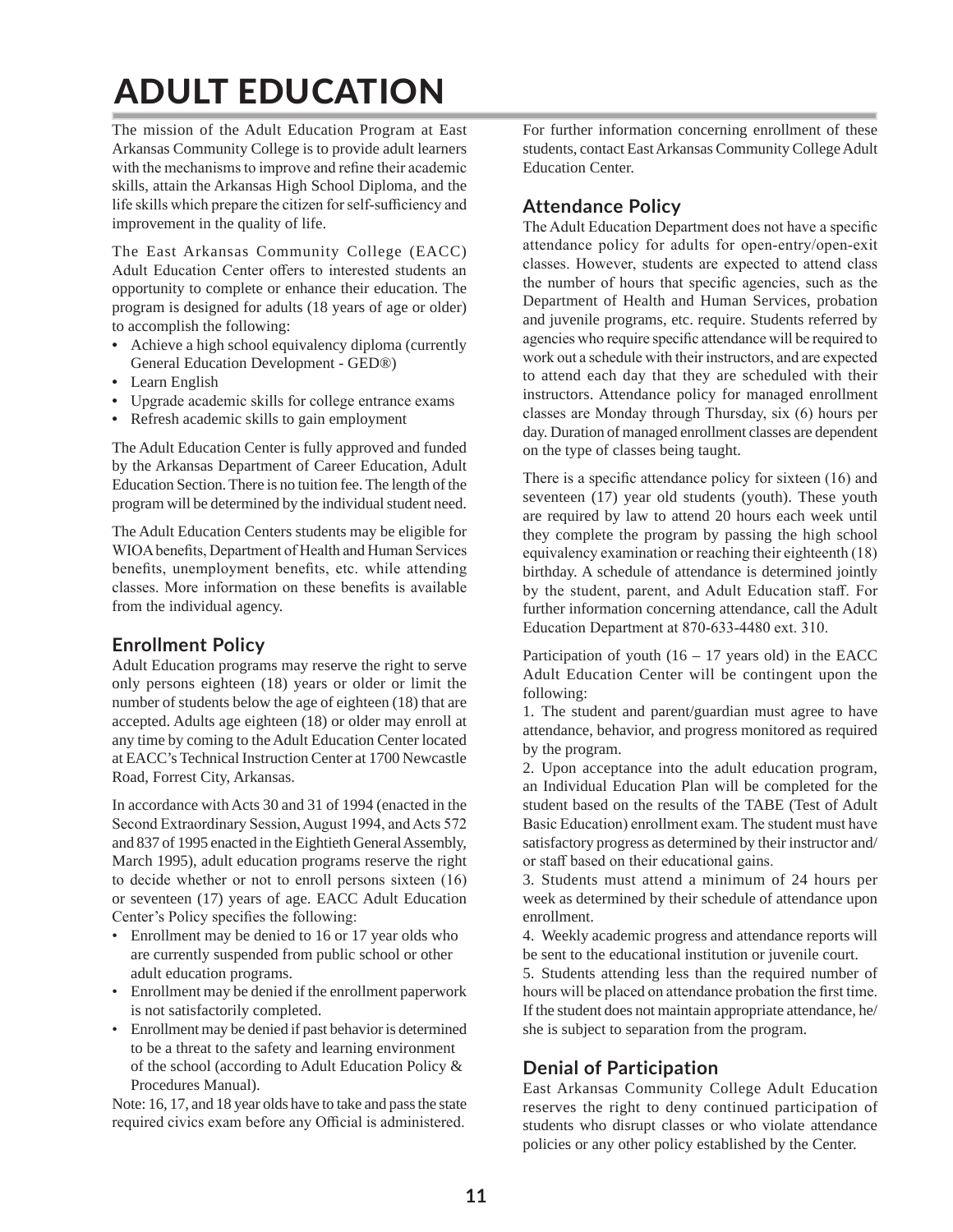# ADULT EDUCATION

The mission of the Adult Education Program at East Arkansas Community College is to provide adult learners with the mechanisms to improve and refine their academic skills, attain the Arkansas High School Diploma, and the life skills which prepare the citizen for self-sufficiency and improvement in the quality of life.

The East Arkansas Community College (EACC) Adult Education Center offers to interested students an opportunity to complete or enhance their education. The program is designed for adults (18 years of age or older) to accomplish the following:

- Achieve a high school equivalency diploma (currently General Education Development - GED®)
- Learn English
- Upgrade academic skills for college entrance exams
- Refresh academic skills to gain employment

The Adult Education Center is fully approved and funded by the Arkansas Department of Career Education, Adult Education Section. There is no tuition fee. The length of the program will be determined by the individual student need.

The Adult Education Centers students may be eligible for WIOA benefits, Department of Health and Human Services benefits, unemployment benefits, etc. while attending classes. More information on these benefits is available from the individual agency.

## Enrollment Policy

Adult Education programs may reserve the right to serve only persons eighteen (18) years or older or limit the number of students below the age of eighteen (18) that are accepted. Adults age eighteen (18) or older may enroll at any time by coming to the Adult Education Center located at EACC's Technical Instruction Center at 1700 Newcastle Road, Forrest City, Arkansas.

In accordance with Acts 30 and 31 of 1994 (enacted in the Second Extraordinary Session, August 1994, and Acts 572 and 837 of 1995 enacted in the Eightieth General Assembly, March 1995), adult education programs reserve the right to decide whether or not to enroll persons sixteen (16) or seventeen (17) years of age. EACC Adult Education Center's Policy specifies the following:

- Enrollment may be denied to 16 or 17 year olds who are currently suspended from public school or other adult education programs.
- Enrollment may be denied if the enrollment paperwork is not satisfactorily completed.
- Enrollment may be denied if past behavior is determined to be a threat to the safety and learning environment of the school (according to Adult Education Policy & Procedures Manual).

Note: 16, 17, and 18 year olds have to take and pass the state required civics exam before any Official is administered.

For further information concerning enrollment of these students, contact East Arkansas Community College Adult Education Center.

## Attendance Policy

The Adult Education Department does not have a specific attendance policy for adults for open-entry/open-exit classes. However, students are expected to attend class the number of hours that specific agencies, such as the Department of Health and Human Services, probation and juvenile programs, etc. require. Students referred by agencies who require specific attendance will be required to work out a schedule with their instructors, and are expected to attend each day that they are scheduled with their instructors. Attendance policy for managed enrollment classes are Monday through Thursday, six (6) hours per day. Duration of managed enrollment classes are dependent on the type of classes being taught.

There is a specific attendance policy for sixteen (16) and seventeen (17) year old students (youth). These youth are required by law to attend 20 hours each week until they complete the program by passing the high school equivalency examination or reaching their eighteenth (18) birthday. A schedule of attendance is determined jointly by the student, parent, and Adult Education staff. For further information concerning attendance, call the Adult Education Department at 870-633-4480 ext. 310.

Participation of youth (16 – 17 years old) in the EACC Adult Education Center will be contingent upon the following:

1. The student and parent/guardian must agree to have attendance, behavior, and progress monitored as required by the program.
2. Upon acceptance into the adult education program, an Individual Education Plan will be completed for the student based on the results of the TABE (Test of Adult Basic Education) enrollment exam. The student must have satisfactory progress as determined by their instructor and/or staff based on their educational gains.
3. Students must attend a minimum of 24 hours per week as determined by their schedule of attendance upon enrollment.
4. Weekly academic progress and attendance reports will be sent to the educational institution or juvenile court.
5. Students attending less than the required number of hours will be placed on attendance probation the first time. If the student does not maintain appropriate attendance, he/she is subject to separation from the program.

## Denial of Participation

East Arkansas Community College Adult Education reserves the right to deny continued participation of students who disrupt classes or who violate attendance policies or any other policy established by the Center.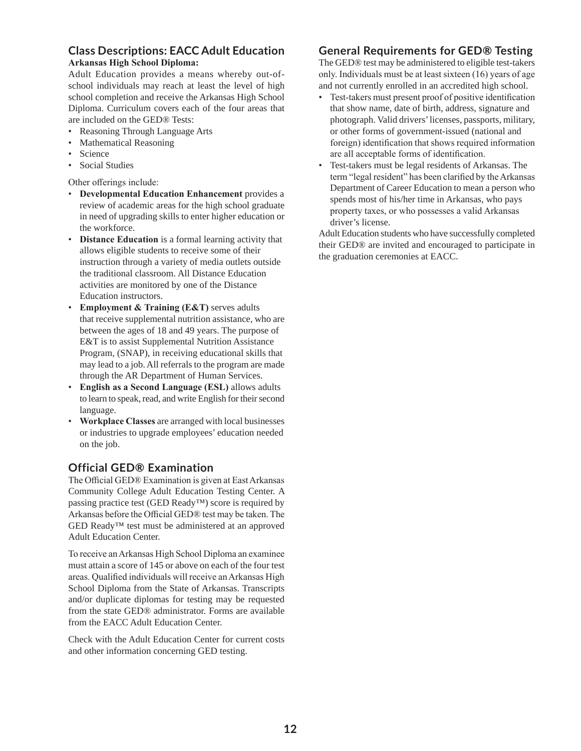## Class Descriptions: EACC Adult Education

**Arkansas High School Diploma:**

Adult Education provides a means whereby out-of-school individuals may reach at least the level of high school completion and receive the Arkansas High School Diploma. Curriculum covers each of the four areas that are included on the GED® Tests:

- Reasoning Through Language Arts
- Mathematical Reasoning
- Science
- Social Studies

Other offerings include:

- **Developmental Education Enhancement** provides a review of academic areas for the high school graduate in need of upgrading skills to enter higher education or the workforce.
- **Distance Education** is a formal learning activity that allows eligible students to receive some of their instruction through a variety of media outlets outside the traditional classroom. All Distance Education activities are monitored by one of the Distance Education instructors.
- **Employment & Training (E&T)** serves adults that receive supplemental nutrition assistance, who are between the ages of 18 and 49 years. The purpose of E&T is to assist Supplemental Nutrition Assistance Program, (SNAP), in receiving educational skills that may lead to a job. All referrals to the program are made through the AR Department of Human Services.
- **English as a Second Language (ESL)** allows adults to learn to speak, read, and write English for their second language.
- **Workplace Classes** are arranged with local businesses or industries to upgrade employees' education needed on the job.

## Official GED® Examination

The Official GED® Examination is given at East Arkansas Community College Adult Education Testing Center. A passing practice test (GED Ready™) score is required by Arkansas before the Official GED® test may be taken. The GED Ready™ test must be administered at an approved Adult Education Center.

To receive an Arkansas High School Diploma an examinee must attain a score of 145 or above on each of the four test areas. Qualified individuals will receive an Arkansas High School Diploma from the State of Arkansas. Transcripts and/or duplicate diplomas for testing may be requested from the state GED® administrator. Forms are available from the EACC Adult Education Center.

Check with the Adult Education Center for current costs and other information concerning GED testing.

## General Requirements for GED® Testing

The GED® test may be administered to eligible test-takers only. Individuals must be at least sixteen (16) years of age and not currently enrolled in an accredited high school.

- Test-takers must present proof of positive identification that show name, date of birth, address, signature and photograph. Valid drivers' licenses, passports, military, or other forms of government-issued (national and foreign) identification that shows required information are all acceptable forms of identification.
- Test-takers must be legal residents of Arkansas. The term "legal resident" has been clarified by the Arkansas Department of Career Education to mean a person who spends most of his/her time in Arkansas, who pays property taxes, or who possesses a valid Arkansas driver's license.

Adult Education students who have successfully completed their GED® are invited and encouraged to participate in the graduation ceremonies at EACC.